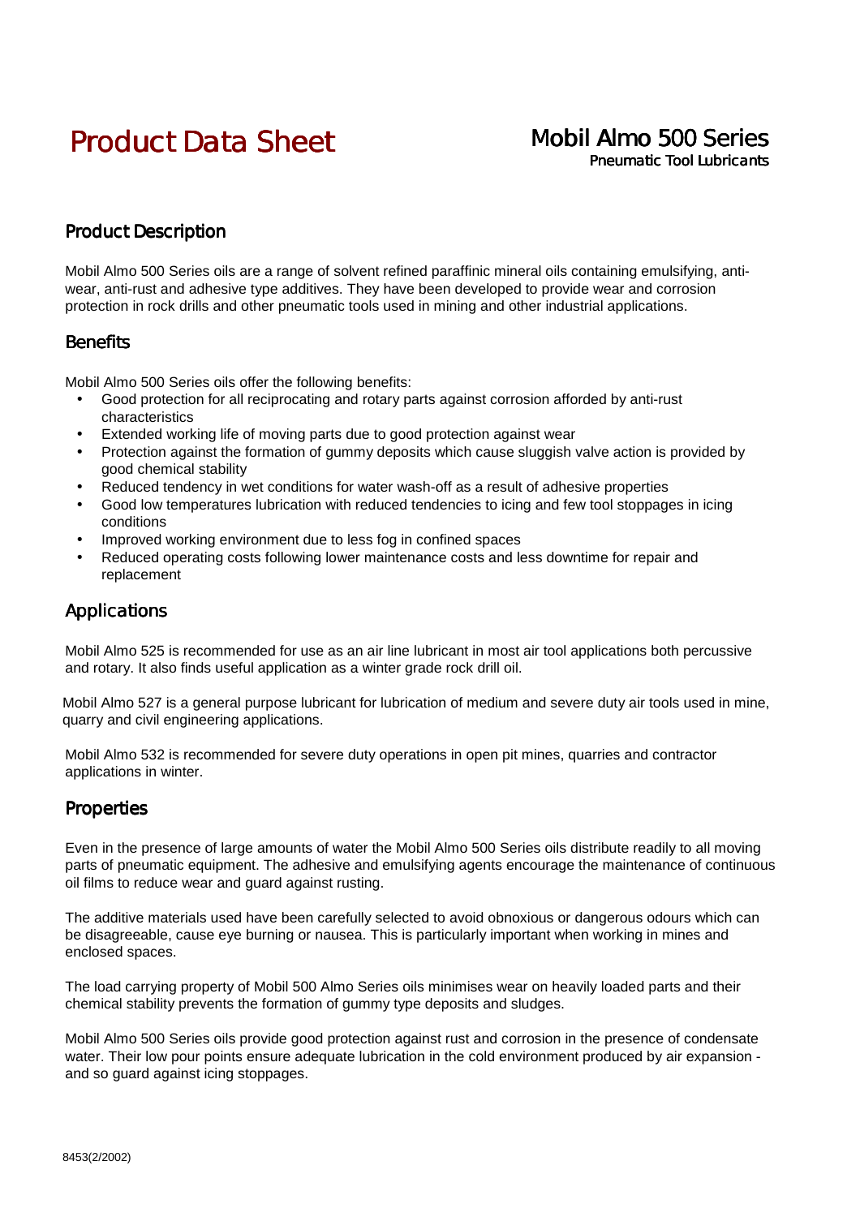# Product Data Sheet

## Mobil Almo 500 Series

**Pneumatic Tool Lubricants**

### Product Description

Mobil Almo 500 Series oils are a range of solvent refined paraffinic mineral oils containing emulsifying, anti-wear, anti-rust and adhesive type additives. They have been developed to provide wear and corrosion protection in rock drills and other pneumatic tools used in mining and other industrial applications.

### Benefits

Mobil Almo 500 Series oils offer the following benefits:

- Good protection for all reciprocating and rotary parts against corrosion afforded by anti-rust characteristics
- Extended working life of moving parts due to good protection against wear
- Protection against the formation of gummy deposits which cause sluggish valve action is provided by good chemical stability
- Reduced tendency in wet conditions for water wash-off as a result of adhesive properties
- Good low temperatures lubrication with reduced tendencies to icing and few tool stoppages in icing conditions
- Improved working environment due to less fog in confined spaces
- Reduced operating costs following lower maintenance costs and less downtime for repair and replacement

### Applications

Mobil Almo 525 is recommended for use as an air line lubricant in most air tool applications both percussive and rotary. It also finds useful application as a winter grade rock drill oil.

Mobil Almo 527 is a general purpose lubricant for lubrication of medium and severe duty air tools used in mine, quarry and civil engineering applications.

Mobil Almo 532 is recommended for severe duty operations in open pit mines, quarries and contractor applications in winter.

### Properties

Even in the presence of large amounts of water the Mobil Almo 500 Series oils distribute readily to all moving parts of pneumatic equipment. The adhesive and emulsifying agents encourage the maintenance of continuous oil films to reduce wear and guard against rusting.

The additive materials used have been carefully selected to avoid obnoxious or dangerous odours which can be disagreeable, cause eye burning or nausea. This is particularly important when working in mines and enclosed spaces.

The load carrying property of Mobil 500 Almo Series oils minimises wear on heavily loaded parts and their chemical stability prevents the formation of gummy type deposits and sludges.

Mobil Almo 500 Series oils provide good protection against rust and corrosion in the presence of condensate water. Their low pour points ensure adequate lubrication in the cold environment produced by air expansion - and so guard against icing stoppages.

8453(2/2002)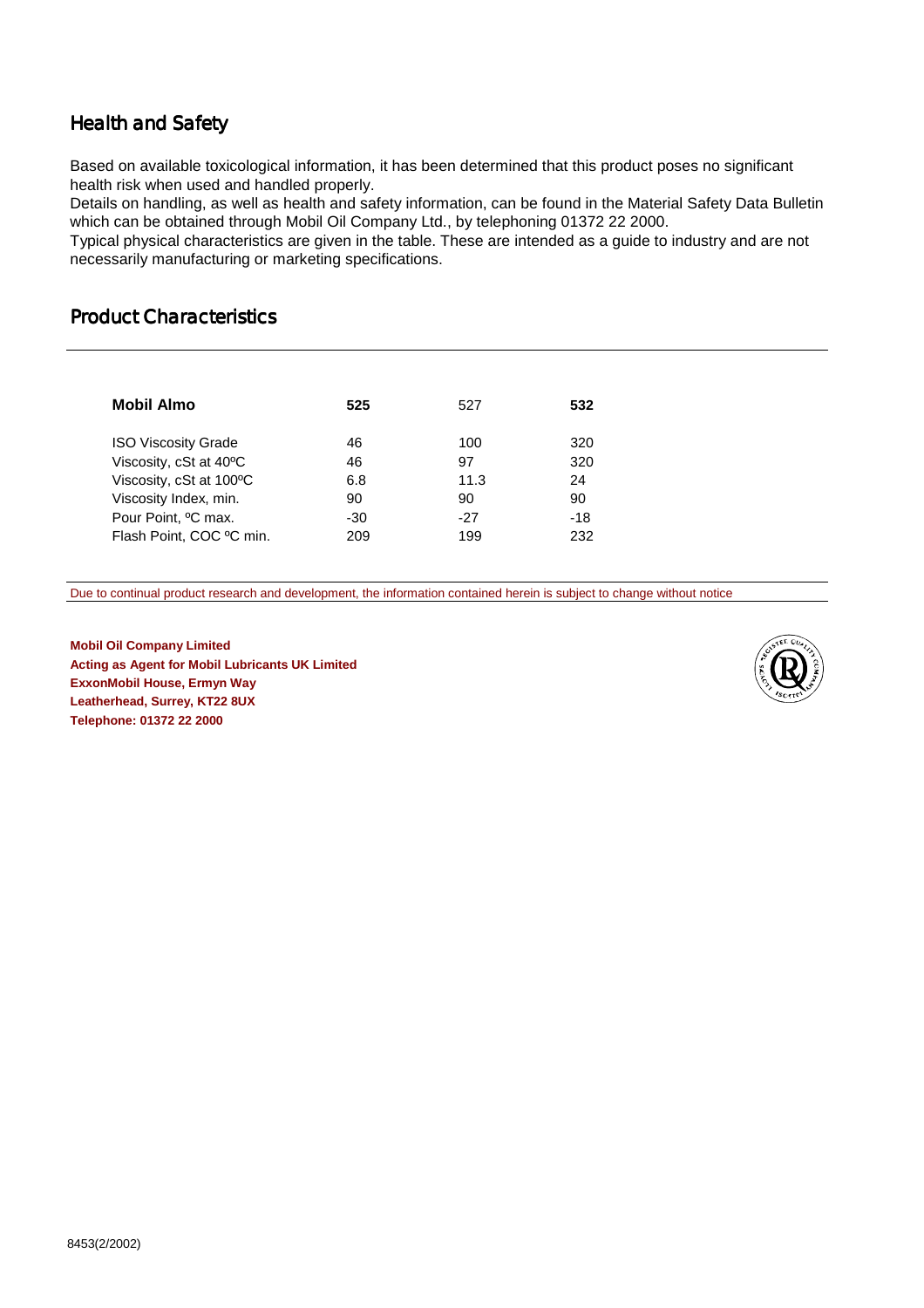## Health and Safety

Based on available toxicological information, it has been determined that this product poses no significant health risk when used and handled properly.
Details on handling, as well as health and safety information, can be found in the Material Safety Data Bulletin which can be obtained through Mobil Oil Company Ltd., by telephoning 01372 22 2000.
Typical physical characteristics are given in the table. These are intended as a guide to industry and are not necessarily manufacturing or marketing specifications.

## Product Characteristics

| **Mobil Almo** | **525** | 527 | **532** |
|---|---|---|---|
| ISO Viscosity Grade | 46 | 100 | 320 |
| Viscosity, cSt at 40ºC | 46 | 97 | 320 |
| Viscosity, cSt at 100ºC | 6.8 | 11.3 | 24 |
| Viscosity Index, min. | 90 | 90 | 90 |
| Pour Point, ºC max. | -30 | -27 | -18 |
| Flash Point, COC ºC min. | 209 | 199 | 232 |

Due to continual product research and development, the information contained herein is subject to change without notice

**Mobil Oil Company Limited**
**Acting as Agent for Mobil Lubricants UK Limited**
**ExxonMobil House, Ermyn Way**
**Leatherhead, Surrey, KT22 8UX**
**Telephone: 01372 22 2000**

8453(2/2002)